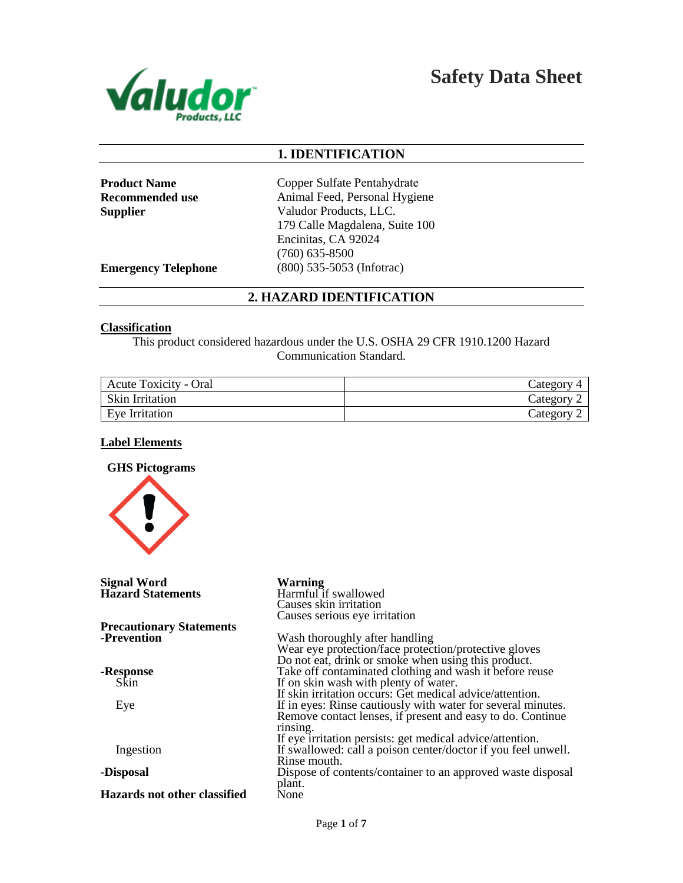# Safety Data Sheet

## 1. IDENTIFICATION

**Product Name** Copper Sulfate Pentahydrate

**Recommended use** Animal Feed, Personal Hygiene

**Supplier** Valudor Products, LLC.
179 Calle Magdalena, Suite 100
Encinitas, CA 92024
(760) 635-8500

**Emergency Telephone** (800) 535-5053 (Infotrac)

## 2. HAZARD IDENTIFICATION

**Classification**

This product considered hazardous under the U.S. OSHA 29 CFR 1910.1200 Hazard Communication Standard.

| | |
|---|---|
| Acute Toxicity - Oral | Category 4 |
| Skin Irritation | Category 2 |
| Eye Irritation | Category 2 |

**Label Elements**

**GHS Pictograms**

**Signal Word** **Warning**

**Hazard Statements**
Harmful if swallowed
Causes skin irritation
Causes serious eye irritation

**Precautionary Statements**

**-Prevention**
Wash thoroughly after handling
Wear eye protection/face protection/protective gloves
Do not eat, drink or smoke when using this product.

**-Response**
Take off contaminated clothing and wash it before reuse

Skin
If on skin wash with plenty of water.
If skin irritation occurs: Get medical advice/attention.

Eye
If in eyes: Rinse cautiously with water for several minutes. Remove contact lenses, if present and easy to do. Continue rinsing.
If eye irritation persists: get medical advice/attention.

Ingestion
If swallowed: call a poison center/doctor if you feel unwell. Rinse mouth.

**-Disposal**
Dispose of contents/container to an approved waste disposal plant.

**Hazards not other classified** None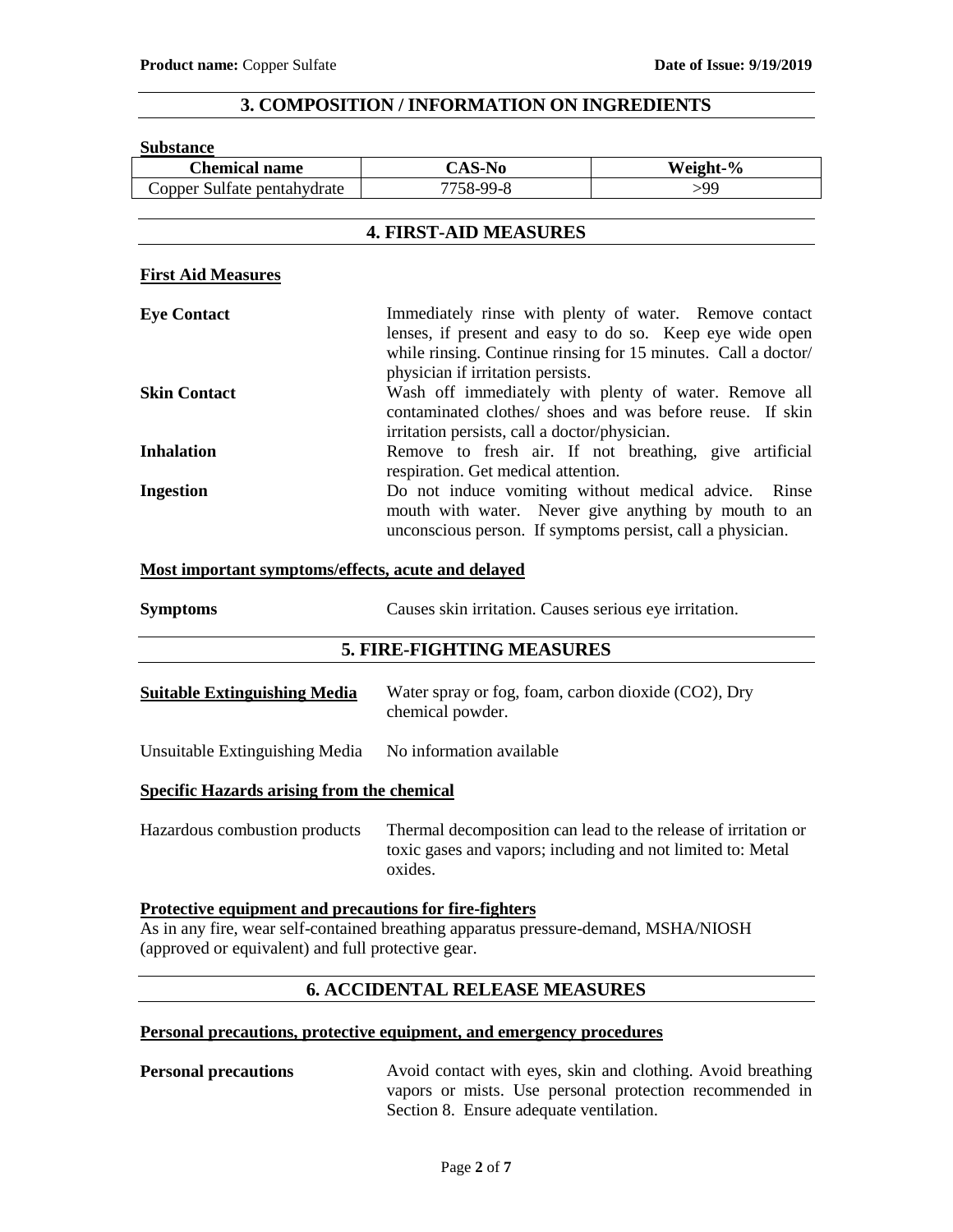## 3. COMPOSITION / INFORMATION ON INGREDIENTS

**Substance**

| Chemical name | CAS-No | Weight-% |
|---|---|---|
| Copper Sulfate pentahydrate | 7758-99-8 | >99 |

## 4. FIRST-AID MEASURES

**First Aid Measures**

**Eye Contact** Immediately rinse with plenty of water. Remove contact lenses, if present and easy to do so. Keep eye wide open while rinsing. Continue rinsing for 15 minutes. Call a doctor/ physician if irritation persists.

**Skin Contact** Wash off immediately with plenty of water. Remove all contaminated clothes/ shoes and was before reuse. If skin irritation persists, call a doctor/physician.

**Inhalation** Remove to fresh air. If not breathing, give artificial respiration. Get medical attention.

**Ingestion** Do not induce vomiting without medical advice. Rinse mouth with water. Never give anything by mouth to an unconscious person. If symptoms persist, call a physician.

**Most important symptoms/effects, acute and delayed**

**Symptoms** Causes skin irritation. Causes serious eye irritation.

## 5. FIRE-FIGHTING MEASURES

**Suitable Extinguishing Media** Water spray or fog, foam, carbon dioxide ($CO_2$), Dry chemical powder.

Unsuitable Extinguishing Media No information available

**Specific Hazards arising from the chemical**

Hazardous combustion products Thermal decomposition can lead to the release of irritation or toxic gases and vapors; including and not limited to: Metal oxides.

**Protective equipment and precautions for fire-fighters**

As in any fire, wear self-contained breathing apparatus pressure-demand, MSHA/NIOSH (approved or equivalent) and full protective gear.

## 6. ACCIDENTAL RELEASE MEASURES

**Personal precautions, protective equipment, and emergency procedures**

**Personal precautions** Avoid contact with eyes, skin and clothing. Avoid breathing vapors or mists. Use personal protection recommended in Section 8. Ensure adequate ventilation.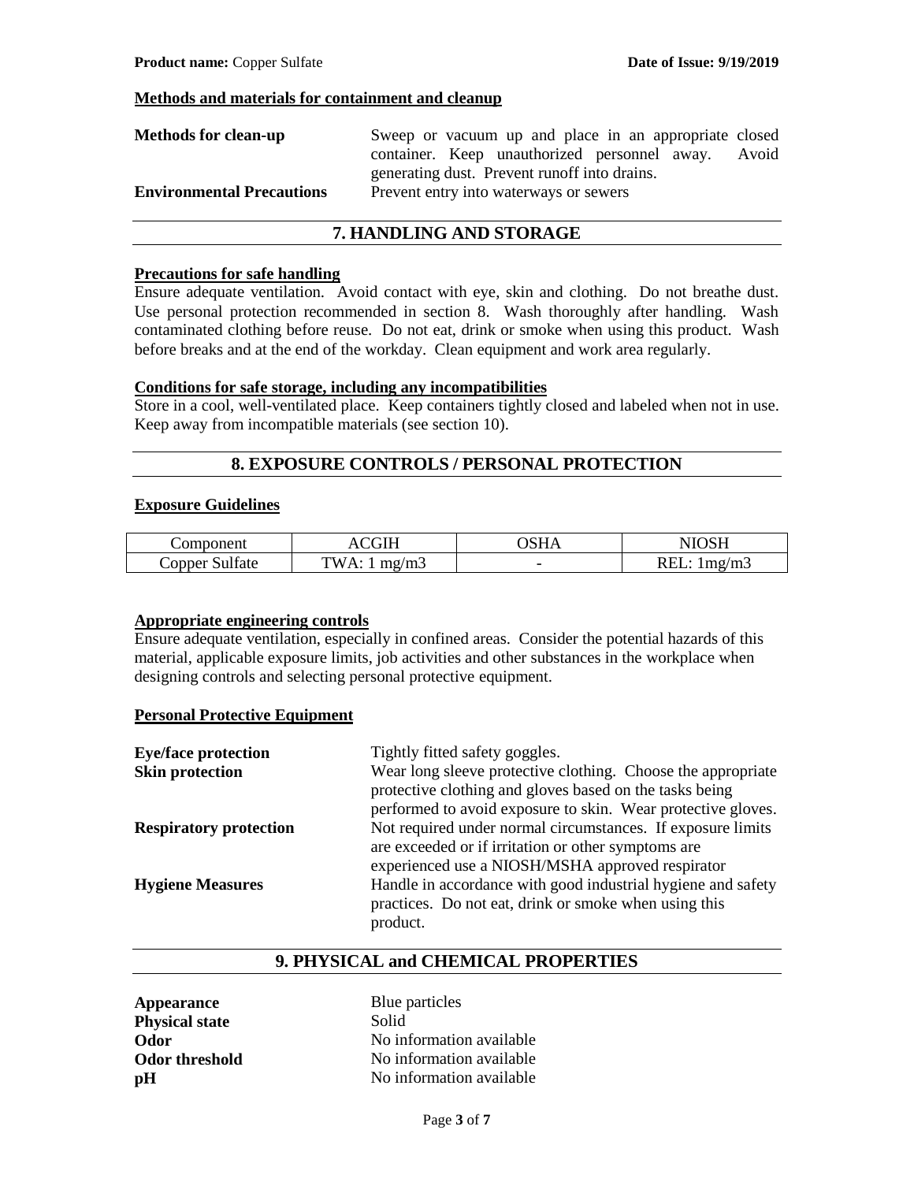**Methods and materials for containment and cleanup**

**Methods for clean-up** Sweep or vacuum up and place in an appropriate closed container. Keep unauthorized personnel away. Avoid generating dust. Prevent runoff into drains.

**Environmental Precautions** Prevent entry into waterways or sewers

## 7. HANDLING AND STORAGE

**Precautions for safe handling**

Ensure adequate ventilation. Avoid contact with eye, skin and clothing. Do not breathe dust. Use personal protection recommended in section 8. Wash thoroughly after handling. Wash contaminated clothing before reuse. Do not eat, drink or smoke when using this product. Wash before breaks and at the end of the workday. Clean equipment and work area regularly.

**Conditions for safe storage, including any incompatibilities**

Store in a cool, well-ventilated place. Keep containers tightly closed and labeled when not in use. Keep away from incompatible materials (see section 10).

## 8. EXPOSURE CONTROLS / PERSONAL PROTECTION

**Exposure Guidelines**

| Component | ACGIH | OSHA | NIOSH |
|---|---|---|---|
| Copper Sulfate | TWA: 1 mg/m3 | - | REL: 1mg/m3 |

**Appropriate engineering controls**

Ensure adequate ventilation, especially in confined areas. Consider the potential hazards of this material, applicable exposure limits, job activities and other substances in the workplace when designing controls and selecting personal protective equipment.

**Personal Protective Equipment**

**Eye/face protection** Tightly fitted safety goggles.

**Skin protection** Wear long sleeve protective clothing. Choose the appropriate protective clothing and gloves based on the tasks being performed to avoid exposure to skin. Wear protective gloves.

**Respiratory protection** Not required under normal circumstances. If exposure limits are exceeded or if irritation or other symptoms are experienced use a NIOSH/MSHA approved respirator

**Hygiene Measures** Handle in accordance with good industrial hygiene and safety practices. Do not eat, drink or smoke when using this product.

## 9. PHYSICAL and CHEMICAL PROPERTIES

**Appearance** Blue particles
**Physical state** Solid
**Odor** No information available
**Odor threshold** No information available
**pH** No information available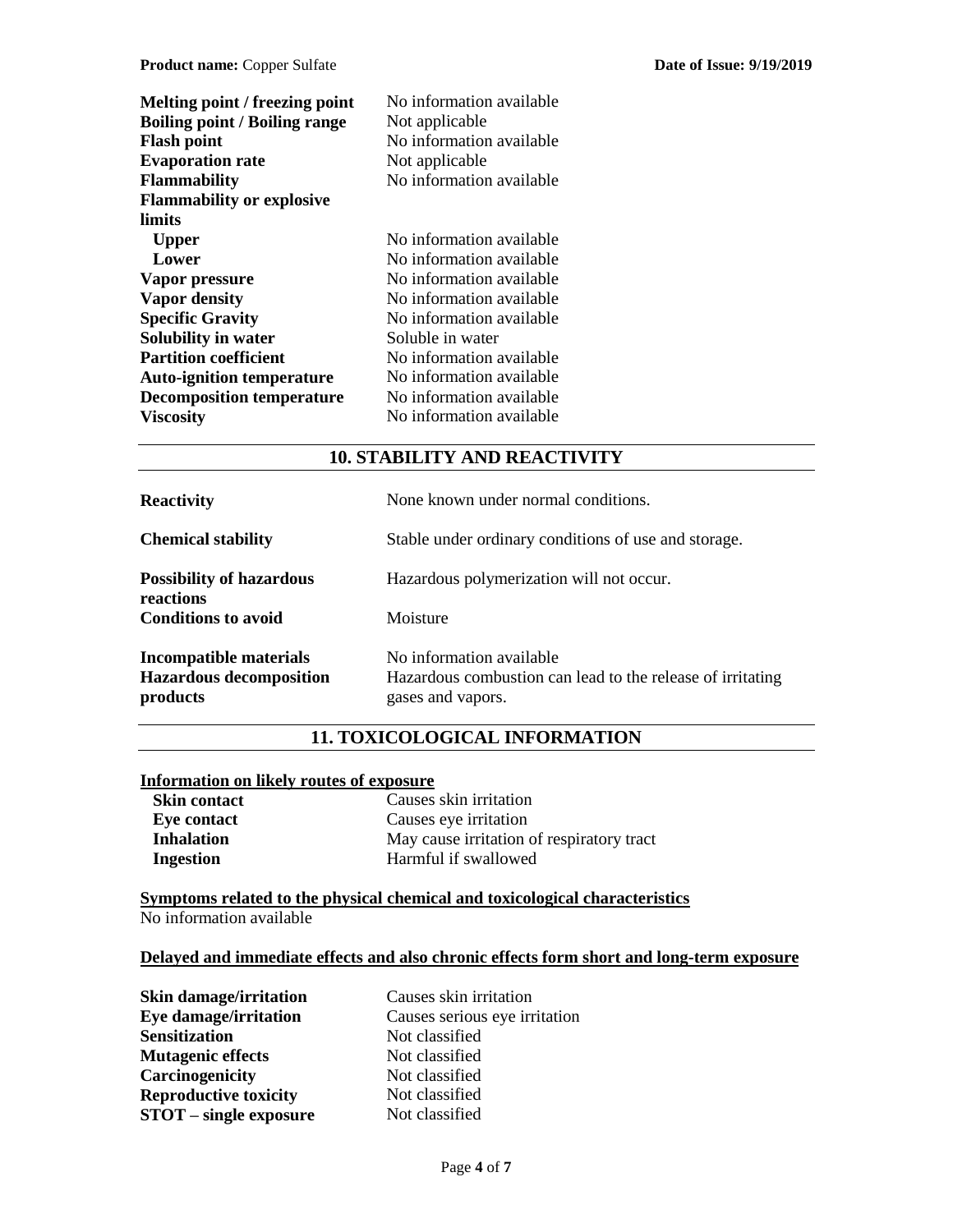| | |
|---|---|
| **Melting point / freezing point** | No information available |
| **Boiling point / Boiling range** | Not applicable |
| **Flash point** | No information available |
| **Evaporation rate** | Not applicable |
| **Flammability** | No information available |
| **Flammability or explosive limits** | |
| **Upper** | No information available |
| **Lower** | No information available |
| **Vapor pressure** | No information available |
| **Vapor density** | No information available |
| **Specific Gravity** | No information available |
| **Solubility in water** | Soluble in water |
| **Partition coefficient** | No information available |
| **Auto-ignition temperature** | No information available |
| **Decomposition temperature** | No information available |
| **Viscosity** | No information available |

## 10. STABILITY AND REACTIVITY

| | |
|---|---|
| **Reactivity** | None known under normal conditions. |
| **Chemical stability** | Stable under ordinary conditions of use and storage. |
| **Possibility of hazardous reactions** | Hazardous polymerization will not occur. |
| **Conditions to avoid** | Moisture |
| **Incompatible materials** | No information available |
| **Hazardous decomposition products** | Hazardous combustion can lead to the release of irritating gases and vapors. |

## 11. TOXICOLOGICAL INFORMATION

**Information on likely routes of exposure**

| | |
|---|---|
| **Skin contact** | Causes skin irritation |
| **Eye contact** | Causes eye irritation |
| **Inhalation** | May cause irritation of respiratory tract |
| **Ingestion** | Harmful if swallowed |

**Symptoms related to the physical chemical and toxicological characteristics**

No information available

**Delayed and immediate effects and also chronic effects form short and long-term exposure**

| | |
|---|---|
| **Skin damage/irritation** | Causes skin irritation |
| **Eye damage/irritation** | Causes serious eye irritation |
| **Sensitization** | Not classified |
| **Mutagenic effects** | Not classified |
| **Carcinogenicity** | Not classified |
| **Reproductive toxicity** | Not classified |
| **STOT – single exposure** | Not classified |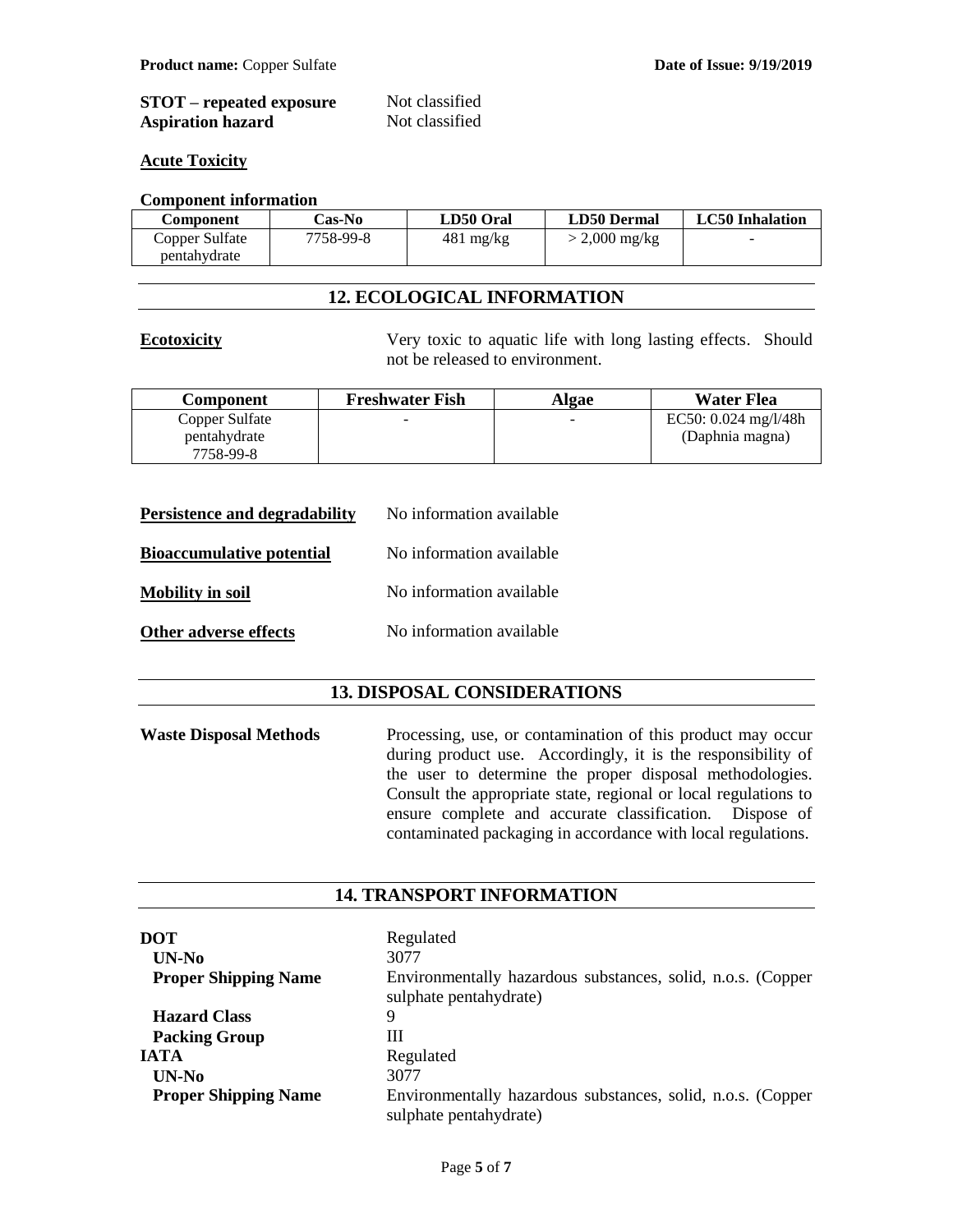**STOT – repeated exposure** Not classified
**Aspiration hazard** Not classified

**Acute Toxicity**

**Component information**

| Component | Cas-No | LD50 Oral | LD50 Dermal | LC50 Inhalation |
|---|---|---|---|---|
| Copper Sulfate pentahydrate | 7758-99-8 | 481 mg/kg | > 2,000 mg/kg | - |

## 12. ECOLOGICAL INFORMATION

**Ecotoxicity** Very toxic to aquatic life with long lasting effects. Should not be released to environment.

| Component | Freshwater Fish | Algae | Water Flea |
|---|---|---|---|
| Copper Sulfate pentahydrate 7758-99-8 | - | - | EC50: 0.024 mg/l/48h (Daphnia magna) |

**Persistence and degradability** No information available

**Bioaccumulative potential** No information available

**Mobility in soil** No information available

**Other adverse effects** No information available

## 13. DISPOSAL CONSIDERATIONS

**Waste Disposal Methods** Processing, use, or contamination of this product may occur during product use. Accordingly, it is the responsibility of the user to determine the proper disposal methodologies. Consult the appropriate state, regional or local regulations to ensure complete and accurate classification. Dispose of contaminated packaging in accordance with local regulations.

## 14. TRANSPORT INFORMATION

**DOT** Regulated
**UN-No** 3077
**Proper Shipping Name** Environmentally hazardous substances, solid, n.o.s. (Copper sulphate pentahydrate)
**Hazard Class** 9
**Packing Group** III
**IATA** Regulated
**UN-No** 3077
**Proper Shipping Name** Environmentally hazardous substances, solid, n.o.s. (Copper sulphate pentahydrate)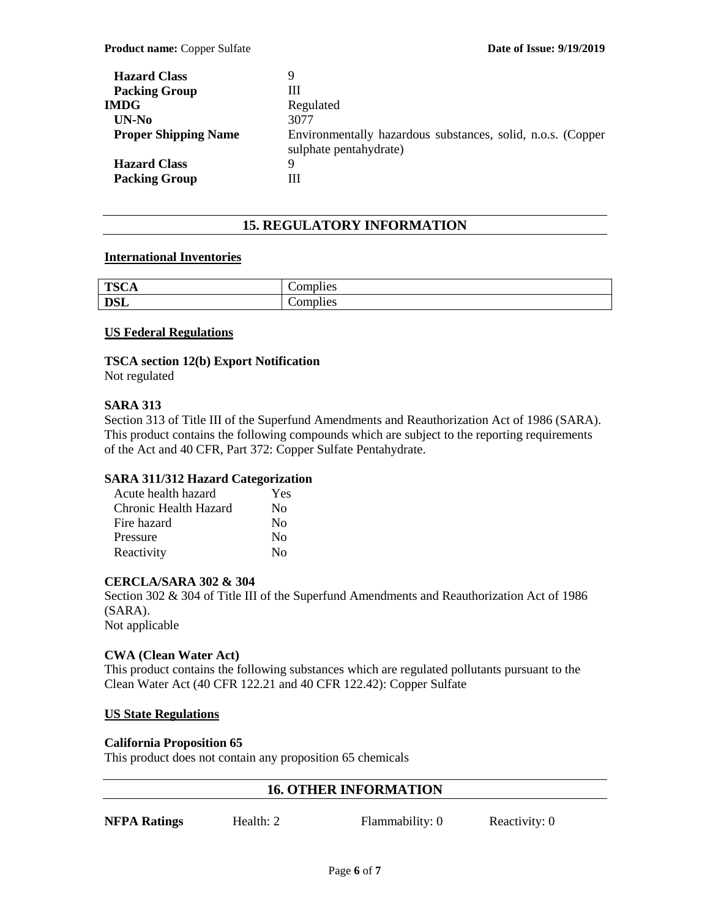| | |
|---|---|
| **Hazard Class** | 9 |
| **Packing Group** | III |
| **IMDG** | Regulated |
| **UN-No** | 3077 |
| **Proper Shipping Name** | Environmentally hazardous substances, solid, n.o.s. (Copper sulphate pentahydrate) |
| **Hazard Class** | 9 |
| **Packing Group** | III |

## 15. REGULATORY INFORMATION

**International Inventories**

| | |
|---|---|
| **TSCA** | Complies |
| **DSL** | Complies |

**US Federal Regulations**

**TSCA section 12(b) Export Notification**
Not regulated

**SARA 313**
Section 313 of Title III of the Superfund Amendments and Reauthorization Act of 1986 (SARA). This product contains the following compounds which are subject to the reporting requirements of the Act and 40 CFR, Part 372: Copper Sulfate Pentahydrate.

**SARA 311/312 Hazard Categorization**

| | |
|---|---|
| Acute health hazard | Yes |
| Chronic Health Hazard | No |
| Fire hazard | No |
| Pressure | No |
| Reactivity | No |

**CERCLA/SARA 302 & 304**
Section 302 & 304 of Title III of the Superfund Amendments and Reauthorization Act of 1986 (SARA).
Not applicable

**CWA (Clean Water Act)**
This product contains the following substances which are regulated pollutants pursuant to the Clean Water Act (40 CFR 122.21 and 40 CFR 122.42): Copper Sulfate

**US State Regulations**

**California Proposition 65**
This product does not contain any proposition 65 chemicals

## 16. OTHER INFORMATION

| **NFPA Ratings** | Health: 2 | Flammability: 0 | Reactivity: 0 |
|---|---|---|---|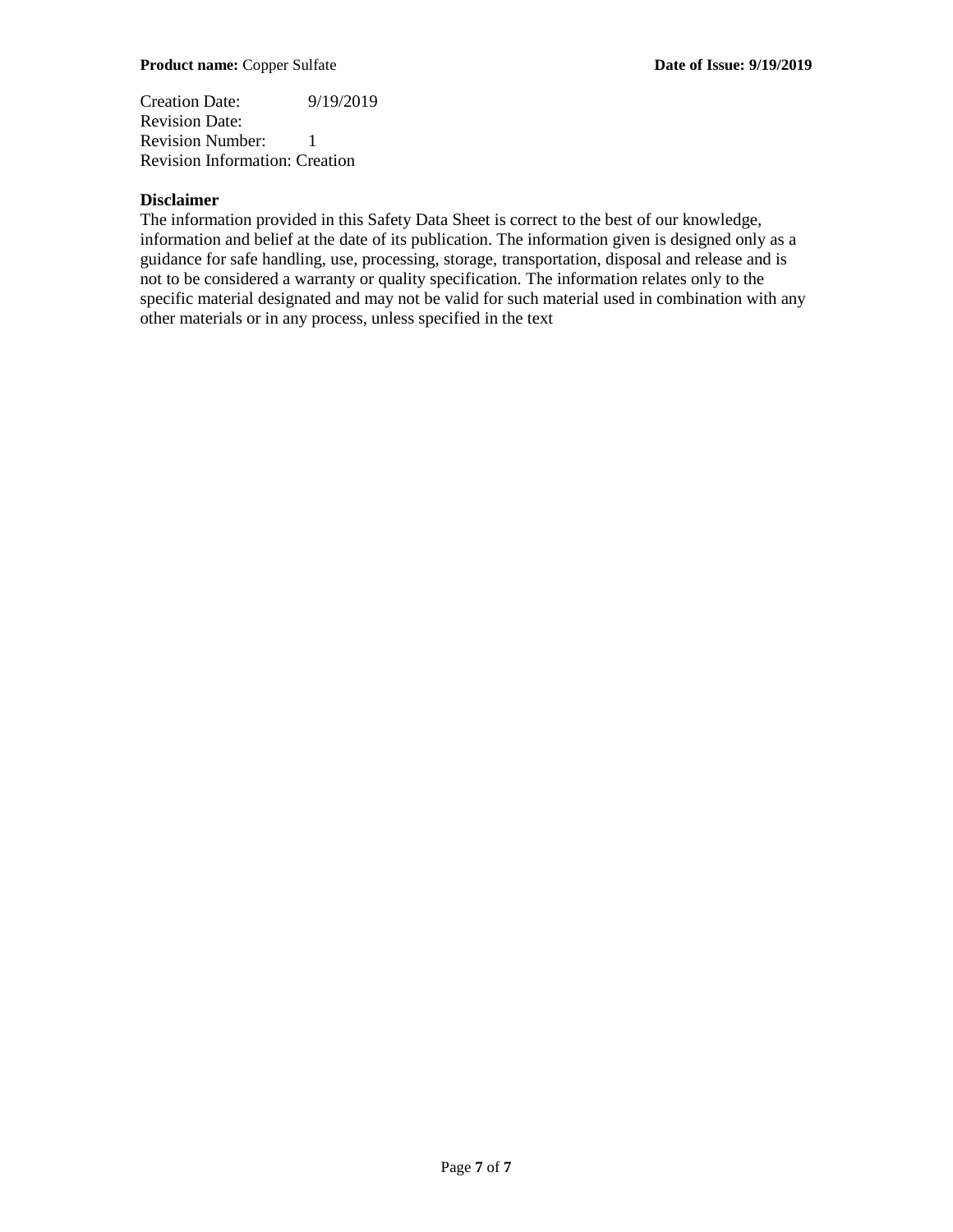Creation Date: 9/19/2019
Revision Date:
Revision Number: 1
Revision Information: Creation

**Disclaimer**

The information provided in this Safety Data Sheet is correct to the best of our knowledge, information and belief at the date of its publication. The information given is designed only as a guidance for safe handling, use, processing, storage, transportation, disposal and release and is not to be considered a warranty or quality specification. The information relates only to the specific material designated and may not be valid for such material used in combination with any other materials or in any process, unless specified in the text